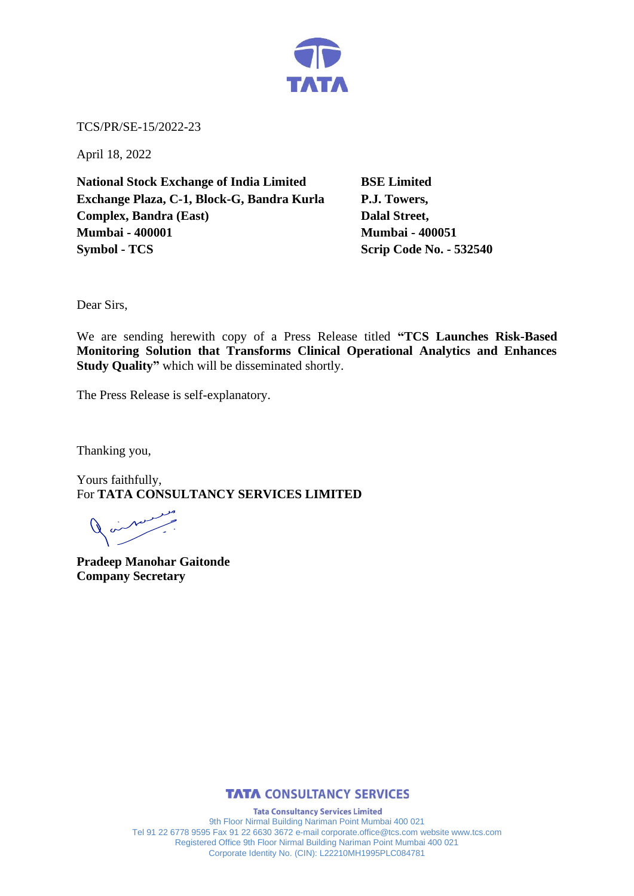TCS/PR/SE-15/2022-23

April 18, 2022

**National Stock Exchange of India Limited**
**Exchange Plaza, C-1, Block-G, Bandra Kurla Complex, Bandra (East)**
**Mumbai - 400001**
**Symbol - TCS**

**BSE Limited**
**P.J. Towers,**
**Dalal Street,**
**Mumbai - 400051**
**Scrip Code No. - 532540**

Dear Sirs,

We are sending herewith copy of a Press Release titled **"TCS Launches Risk-Based Monitoring Solution that Transforms Clinical Operational Analytics and Enhances Study Quality"** which will be disseminated shortly.

The Press Release is self-explanatory.

Thanking you,

Yours faithfully,
For **TATA CONSULTANCY SERVICES LIMITED**

**Pradeep Manohar Gaitonde**
**Company Secretary**

**TATA CONSULTANCY SERVICES**

**Tata Consultancy Services Limited**
9th Floor Nirmal Building Nariman Point Mumbai 400 021
Tel 91 22 6778 9595 Fax 91 22 6630 3672 e-mail corporate.office@tcs.com website www.tcs.com
Registered Office 9th Floor Nirmal Building Nariman Point Mumbai 400 021
Corporate Identity No. (CIN): L22210MH1995PLC084781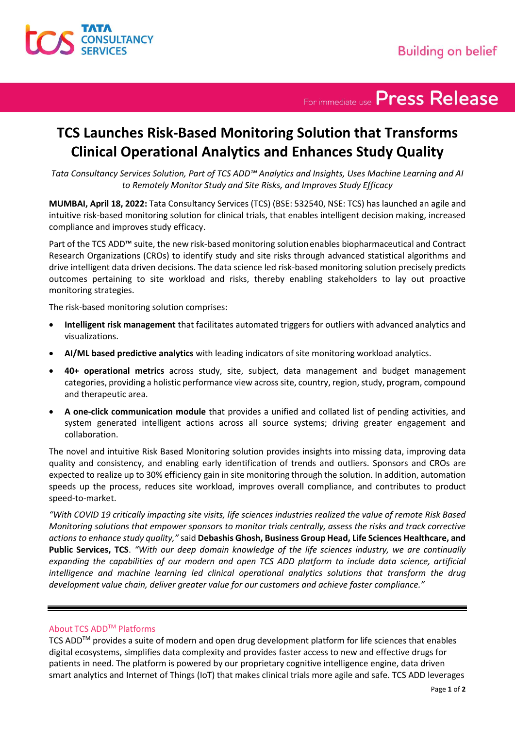# TCS Launches Risk-Based Monitoring Solution that Transforms Clinical Operational Analytics and Enhances Study Quality

*Tata Consultancy Services Solution, Part of TCS ADD™ Analytics and Insights, Uses Machine Learning and AI to Remotely Monitor Study and Site Risks, and Improves Study Efficacy*

**MUMBAI, April 18, 2022:** Tata Consultancy Services (TCS) (BSE: 532540, NSE: TCS) has launched an agile and intuitive risk-based monitoring solution for clinical trials, that enables intelligent decision making, increased compliance and improves study efficacy.

Part of the TCS ADD™ suite, the new risk-based monitoring solution enables biopharmaceutical and Contract Research Organizations (CROs) to identify study and site risks through advanced statistical algorithms and drive intelligent data driven decisions. The data science led risk-based monitoring solution precisely predicts outcomes pertaining to site workload and risks, thereby enabling stakeholders to lay out proactive monitoring strategies.

The risk-based monitoring solution comprises:

- **Intelligent risk management** that facilitates automated triggers for outliers with advanced analytics and visualizations.
- **AI/ML based predictive analytics** with leading indicators of site monitoring workload analytics.
- **40+ operational metrics** across study, site, subject, data management and budget management categories, providing a holistic performance view across site, country, region, study, program, compound and therapeutic area.
- **A one-click communication module** that provides a unified and collated list of pending activities, and system generated intelligent actions across all source systems; driving greater engagement and collaboration.

The novel and intuitive Risk Based Monitoring solution provides insights into missing data, improving data quality and consistency, and enabling early identification of trends and outliers. Sponsors and CROs are expected to realize up to 30% efficiency gain in site monitoring through the solution. In addition, automation speeds up the process, reduces site workload, improves overall compliance, and contributes to product speed-to-market.

*"With COVID 19 critically impacting site visits, life sciences industries realized the value of remote Risk Based Monitoring solutions that empower sponsors to monitor trials centrally, assess the risks and track corrective actions to enhance study quality,"* said **Debashis Ghosh, Business Group Head, Life Sciences Healthcare, and Public Services, TCS**. *"With our deep domain knowledge of the life sciences industry, we are continually expanding the capabilities of our modern and open TCS ADD platform to include data science, artificial intelligence and machine learning led clinical operational analytics solutions that transform the drug development value chain, deliver greater value for our customers and achieve faster compliance."*

---

## About TCS ADD™ Platforms

TCS ADD™ provides a suite of modern and open drug development platform for life sciences that enables digital ecosystems, simplifies data complexity and provides faster access to new and effective drugs for patients in need. The platform is powered by our proprietary cognitive intelligence engine, data driven smart analytics and Internet of Things (IoT) that makes clinical trials more agile and safe. TCS ADD leverages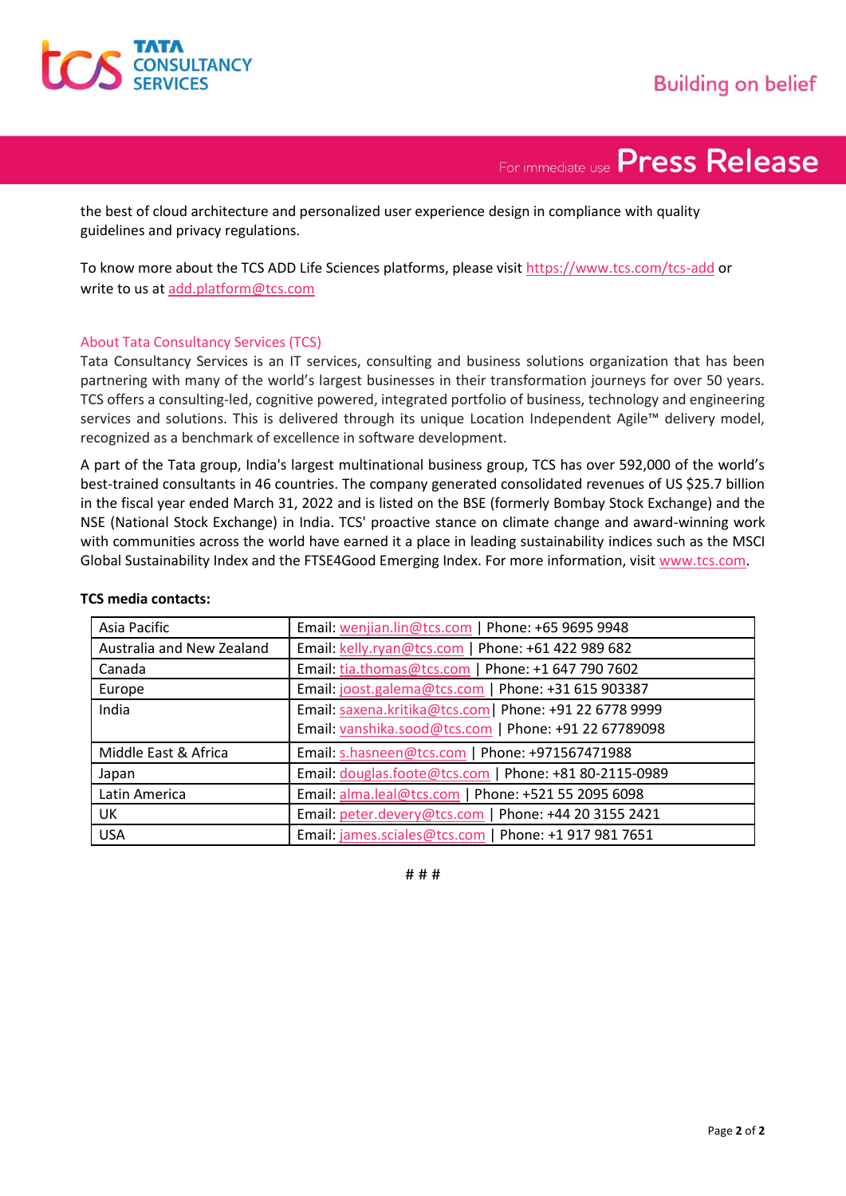the best of cloud architecture and personalized user experience design in compliance with quality guidelines and privacy regulations.

To know more about the TCS ADD Life Sciences platforms, please visit https://www.tcs.com/tcs-add or write to us at add.platform@tcs.com

## About Tata Consultancy Services (TCS)

Tata Consultancy Services is an IT services, consulting and business solutions organization that has been partnering with many of the world's largest businesses in their transformation journeys for over 50 years. TCS offers a consulting-led, cognitive powered, integrated portfolio of business, technology and engineering services and solutions. This is delivered through its unique Location Independent Agile™ delivery model, recognized as a benchmark of excellence in software development.

A part of the Tata group, India's largest multinational business group, TCS has over 592,000 of the world's best-trained consultants in 46 countries. The company generated consolidated revenues of US $25.7 billion in the fiscal year ended March 31, 2022 and is listed on the BSE (formerly Bombay Stock Exchange) and the NSE (National Stock Exchange) in India. TCS' proactive stance on climate change and award-winning work with communities across the world have earned it a place in leading sustainability indices such as the MSCI Global Sustainability Index and the FTSE4Good Emerging Index. For more information, visit www.tcs.com.

**TCS media contacts:**

| | |
|---|---|
| Asia Pacific | Email: wenjian.lin@tcs.com \| Phone: +65 9695 9948 |
| Australia and New Zealand | Email: kelly.ryan@tcs.com \| Phone: +61 422 989 682 |
| Canada | Email: tia.thomas@tcs.com \| Phone: +1 647 790 7602 |
| Europe | Email: joost.galema@tcs.com \| Phone: +31 615 903387 |
| India | Email: saxena.kritika@tcs.com\| Phone: +91 22 6778 9999<br>Email: vanshika.sood@tcs.com \| Phone: +91 22 67789098 |
| Middle East & Africa | Email: s.hasneen@tcs.com \| Phone: +971567471988 |
| Japan | Email: douglas.foote@tcs.com \| Phone: +81 80-2115-0989 |
| Latin America | Email: alma.leal@tcs.com \| Phone: +521 55 2095 6098 |
| UK | Email: peter.devery@tcs.com \| Phone: +44 20 3155 2421 |
| USA | Email: james.sciales@tcs.com \| Phone: +1 917 981 7651 |

# # #